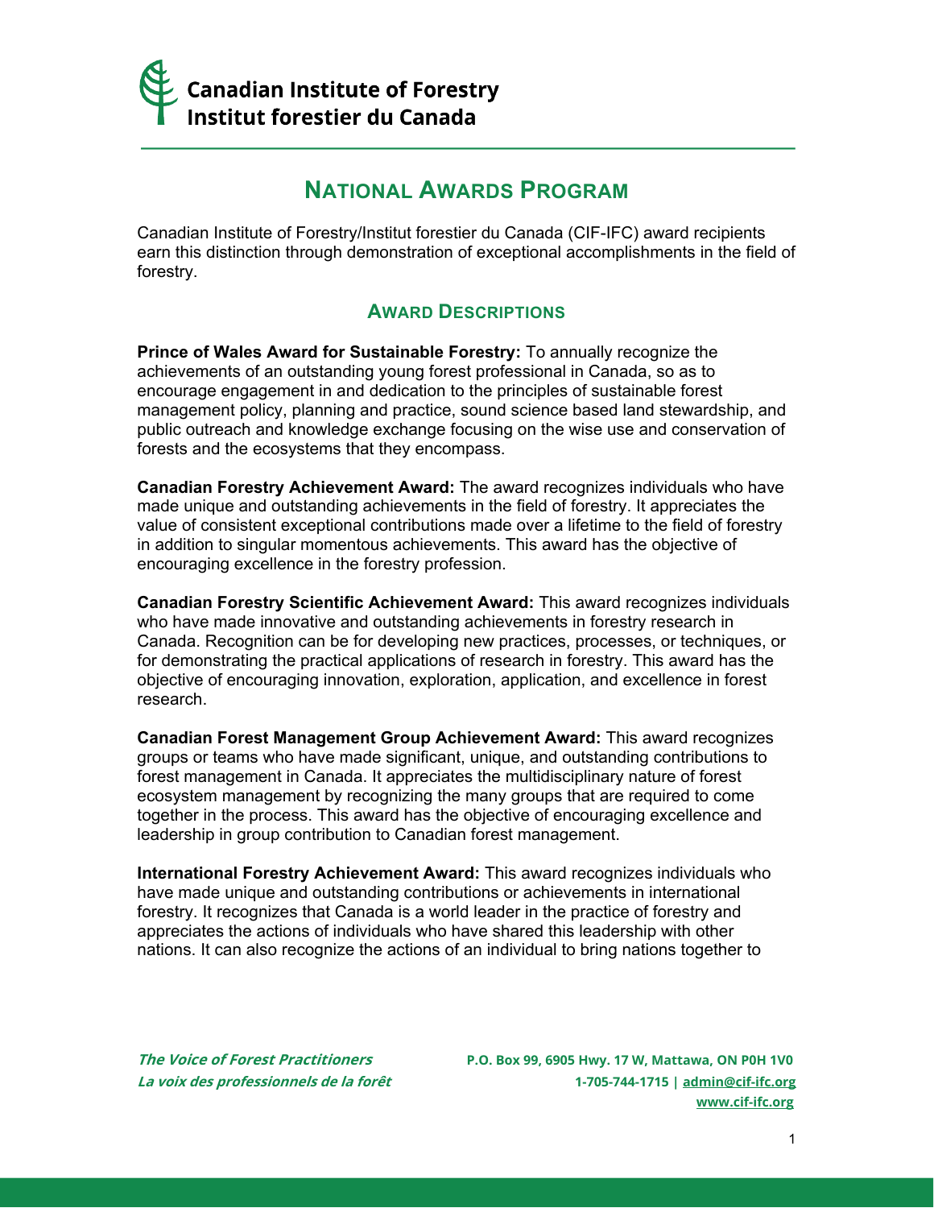# Canadian Institute of Forestry
# Institut forestier du Canada

## NATIONAL AWARDS PROGRAM

Canadian Institute of Forestry/Institut forestier du Canada (CIF-IFC) award recipients earn this distinction through demonstration of exceptional accomplishments in the field of forestry.

### AWARD DESCRIPTIONS

**Prince of Wales Award for Sustainable Forestry:** To annually recognize the achievements of an outstanding young forest professional in Canada, so as to encourage engagement in and dedication to the principles of sustainable forest management policy, planning and practice, sound science based land stewardship, and public outreach and knowledge exchange focusing on the wise use and conservation of forests and the ecosystems that they encompass.

**Canadian Forestry Achievement Award:** The award recognizes individuals who have made unique and outstanding achievements in the field of forestry. It appreciates the value of consistent exceptional contributions made over a lifetime to the field of forestry in addition to singular momentous achievements. This award has the objective of encouraging excellence in the forestry profession.

**Canadian Forestry Scientific Achievement Award:** This award recognizes individuals who have made innovative and outstanding achievements in forestry research in Canada. Recognition can be for developing new practices, processes, or techniques, or for demonstrating the practical applications of research in forestry. This award has the objective of encouraging innovation, exploration, application, and excellence in forest research.

**Canadian Forest Management Group Achievement Award:** This award recognizes groups or teams who have made significant, unique, and outstanding contributions to forest management in Canada. It appreciates the multidisciplinary nature of forest ecosystem management by recognizing the many groups that are required to come together in the process. This award has the objective of encouraging excellence and leadership in group contribution to Canadian forest management.

**International Forestry Achievement Award:** This award recognizes individuals who have made unique and outstanding contributions or achievements in international forestry. It recognizes that Canada is a world leader in the practice of forestry and appreciates the actions of individuals who have shared this leadership with other nations. It can also recognize the actions of an individual to bring nations together to

*The Voice of Forest Practitioners*
*La voix des professionnels de la forêt*

**P.O. Box 99, 6905 Hwy. 17 W, Mattawa, ON P0H 1V0**
**1-705-744-1715 | admin@cif-ifc.org**
**www.cif-ifc.org**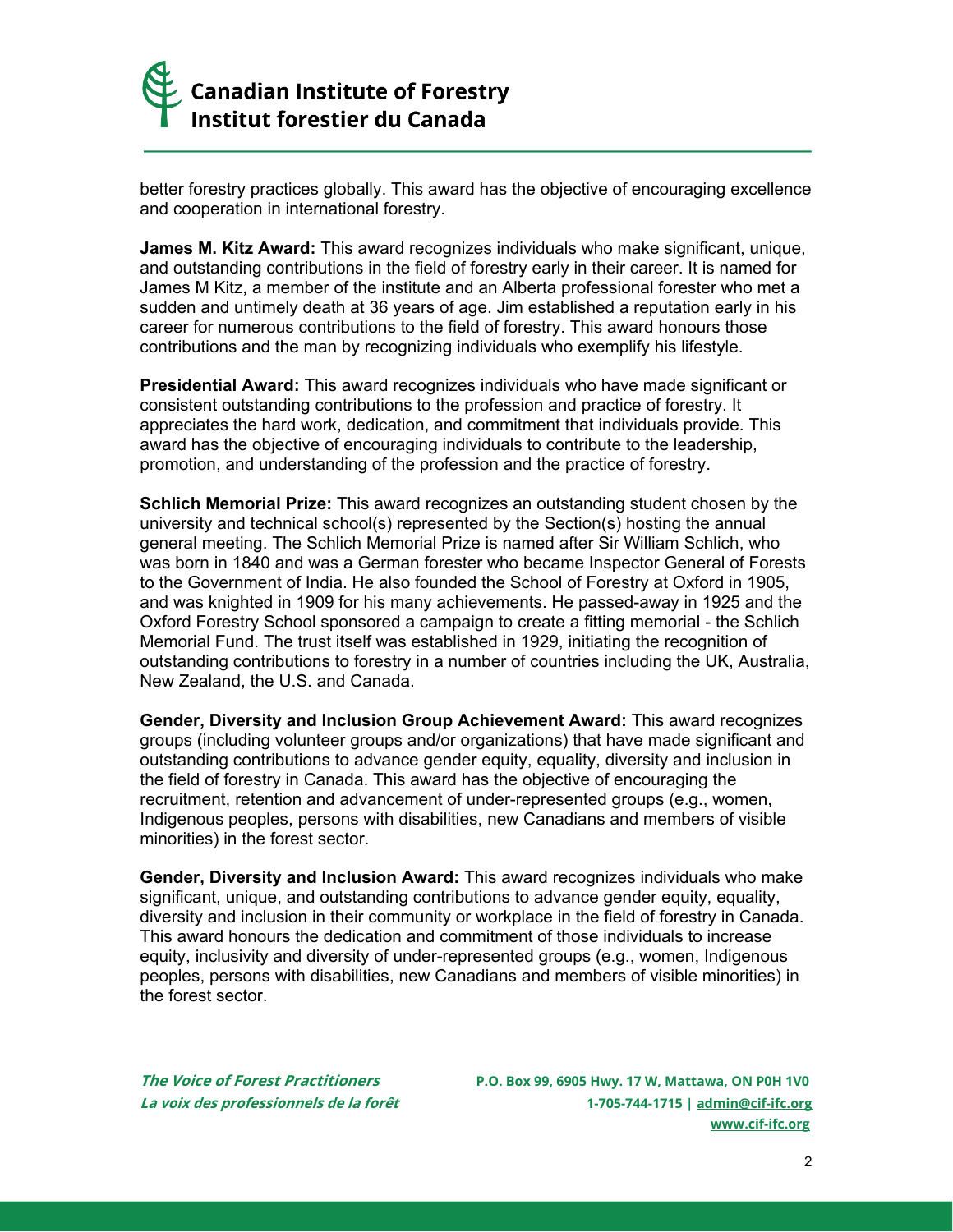better forestry practices globally. This award has the objective of encouraging excellence and cooperation in international forestry.

**James M. Kitz Award:** This award recognizes individuals who make significant, unique, and outstanding contributions in the field of forestry early in their career. It is named for James M Kitz, a member of the institute and an Alberta professional forester who met a sudden and untimely death at 36 years of age. Jim established a reputation early in his career for numerous contributions to the field of forestry. This award honours those contributions and the man by recognizing individuals who exemplify his lifestyle.

**Presidential Award:** This award recognizes individuals who have made significant or consistent outstanding contributions to the profession and practice of forestry. It appreciates the hard work, dedication, and commitment that individuals provide. This award has the objective of encouraging individuals to contribute to the leadership, promotion, and understanding of the profession and the practice of forestry.

**Schlich Memorial Prize:** This award recognizes an outstanding student chosen by the university and technical school(s) represented by the Section(s) hosting the annual general meeting. The Schlich Memorial Prize is named after Sir William Schlich, who was born in 1840 and was a German forester who became Inspector General of Forests to the Government of India. He also founded the School of Forestry at Oxford in 1905, and was knighted in 1909 for his many achievements. He passed-away in 1925 and the Oxford Forestry School sponsored a campaign to create a fitting memorial - the Schlich Memorial Fund. The trust itself was established in 1929, initiating the recognition of outstanding contributions to forestry in a number of countries including the UK, Australia, New Zealand, the U.S. and Canada.

**Gender, Diversity and Inclusion Group Achievement Award:** This award recognizes groups (including volunteer groups and/or organizations) that have made significant and outstanding contributions to advance gender equity, equality, diversity and inclusion in the field of forestry in Canada. This award has the objective of encouraging the recruitment, retention and advancement of under-represented groups (e.g., women, Indigenous peoples, persons with disabilities, new Canadians and members of visible minorities) in the forest sector.

**Gender, Diversity and Inclusion Award:** This award recognizes individuals who make significant, unique, and outstanding contributions to advance gender equity, equality, diversity and inclusion in their community or workplace in the field of forestry in Canada. This award honours the dedication and commitment of those individuals to increase equity, inclusivity and diversity of under-represented groups (e.g., women, Indigenous peoples, persons with disabilities, new Canadians and members of visible minorities) in the forest sector.